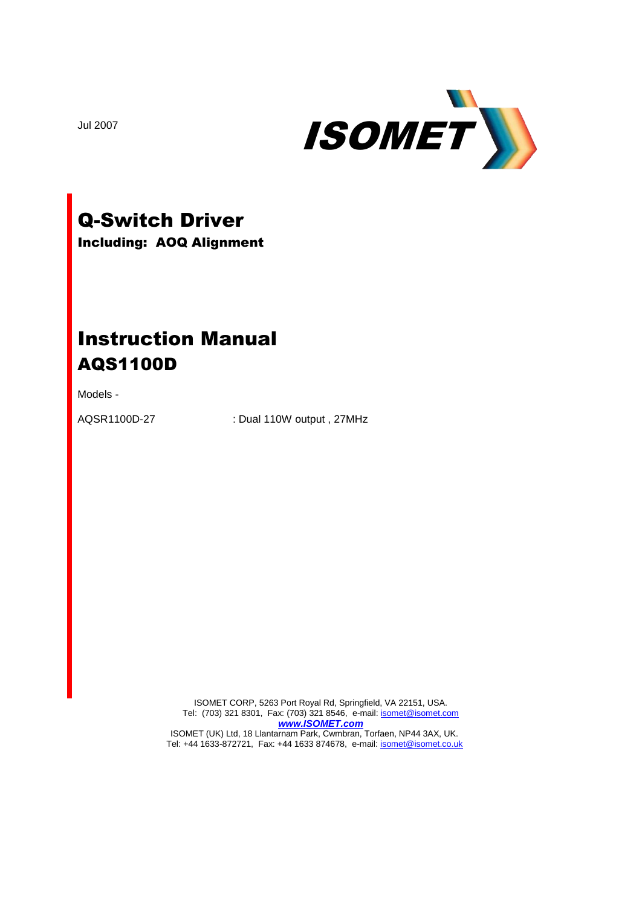Jul 2007

ISOMET

# Q-Switch Driver

**Including: AOQ Alignment**

# Instruction Manual

## AQS1100D

Models -

AQSR1100D-27 : Dual 110W output , 27MHz

ISOMET CORP, 5263 Port Royal Rd, Springfield, VA 22151, USA.
Tel: (703) 321 8301, Fax: (703) 321 8546, e-mail: isomet@isomet.com
***www.ISOMET.com***
ISOMET (UK) Ltd, 18 Llantarnam Park, Cwmbran, Torfaen, NP44 3AX, UK.
Tel: +44 1633-872721, Fax: +44 1633 874678, e-mail: isomet@isomet.co.uk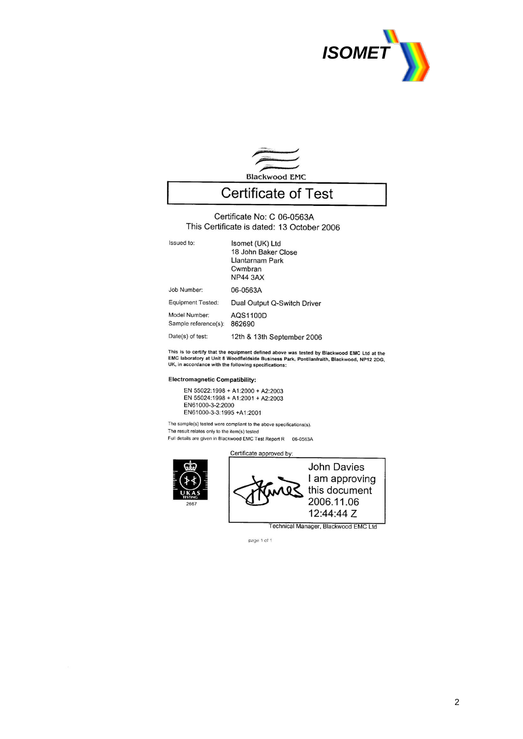Blackwood EMC

# Certificate of Test

Certificate No: C 06-0563A

This Certificate is dated: 13 October 2006

| | |
|---|---|
| Issued to: | Isomet (UK) Ltd<br>18 John Baker Close<br>Llantarnam Park<br>Cwmbran<br>NP44 3AX |
| Job Number: | 06-0563A |
| Equipment Tested: | Dual Output Q-Switch Driver |
| Model Number: | AQS1100D |
| Sample reference(s): | 862690 |
| Date(s) of test: | 12th & 13th September 2006 |

**This is to certify that the equipment defined above was tested by Blackwood EMC Ltd at the EMC laboratory at Unit 8 Woodfieldside Business Park, Pontllanfraith, Blackwood, NP12 2DG, UK, in accordance with the following specifications:**

**Electromagnetic Compatibility:**

EN 55022:1998 + A1:2000 + A2:2003
EN 55024:1998 + A1:2001 + A2:2003
EN61000-3-2:2000
EN61000-3-3:1995 +A1:2001

The sample(s) tested were compliant to the above specifications(s).
The result relates only to the item(s) tested
Full details are given in Blackwood EMC Test Report R 06-0563A

UKAS TESTING 2667

Certificate approved by:

John Davies
I am approving this document
2006.11.06
12:44:44 Z

Technical Manager, Blackwood EMC Ltd

page 1 of 1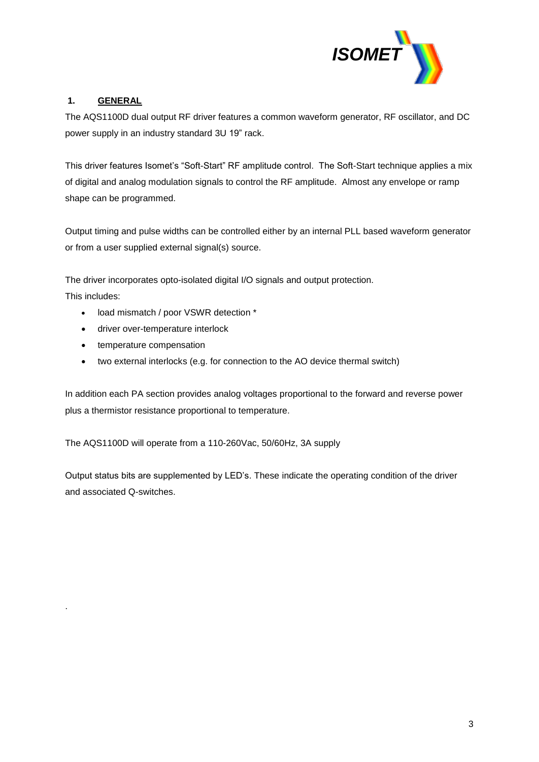## 1. GENERAL

The AQS1100D dual output RF driver features a common waveform generator, RF oscillator, and DC power supply in an industry standard 3U 19" rack.

This driver features Isomet's "Soft-Start" RF amplitude control. The Soft-Start technique applies a mix of digital and analog modulation signals to control the RF amplitude. Almost any envelope or ramp shape can be programmed.

Output timing and pulse widths can be controlled either by an internal PLL based waveform generator or from a user supplied external signal(s) source.

The driver incorporates opto-isolated digital I/O signals and output protection.
This includes:

- load mismatch / poor VSWR detection *
- driver over-temperature interlock
- temperature compensation
- two external interlocks (e.g. for connection to the AO device thermal switch)

In addition each PA section provides analog voltages proportional to the forward and reverse power plus a thermistor resistance proportional to temperature.

The AQS1100D will operate from a 110-260Vac, 50/60Hz, 3A supply

Output status bits are supplemented by LED's. These indicate the operating condition of the driver and associated Q-switches.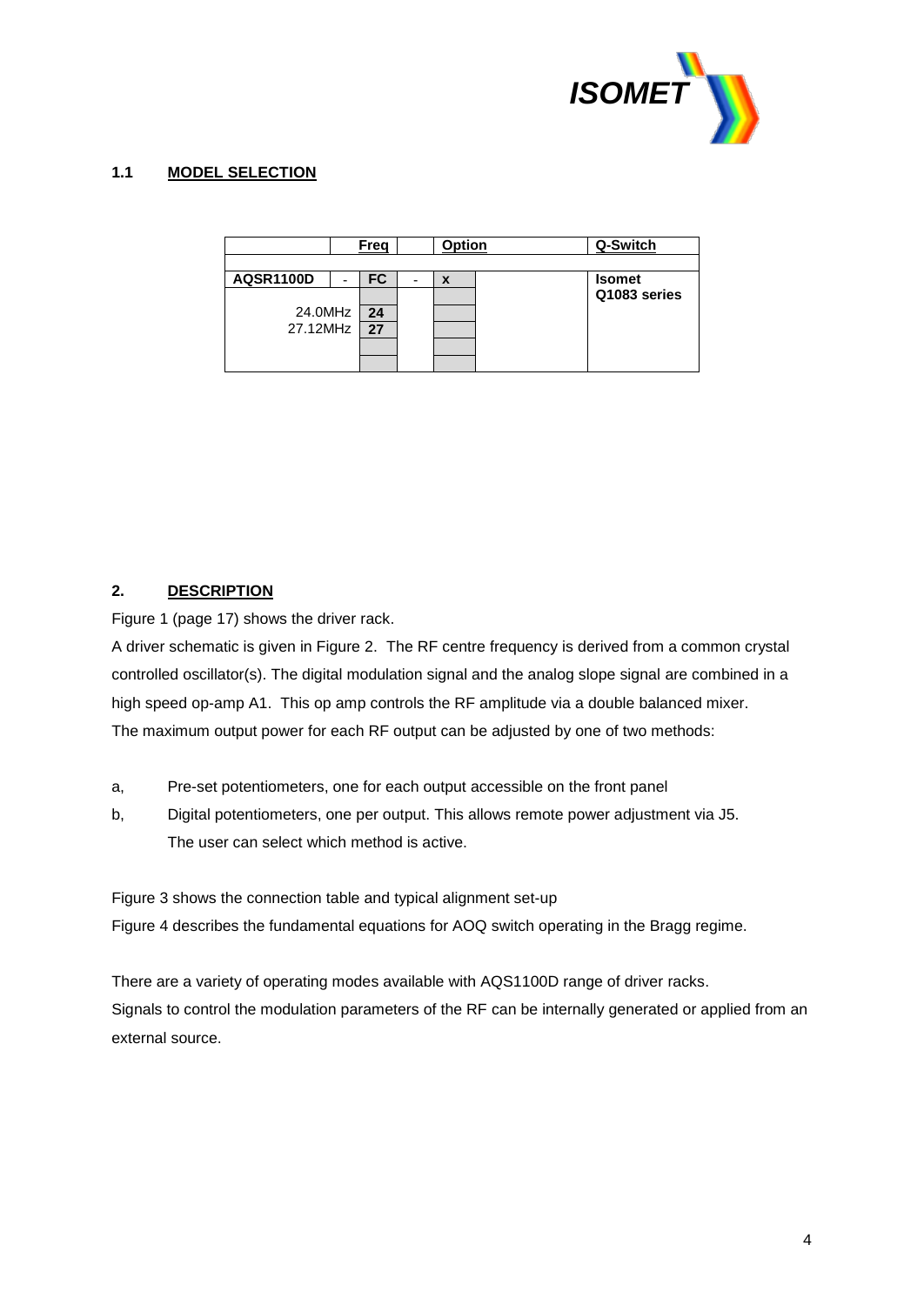## 1.1 MODEL SELECTION

| | | Freq | | Option | | Q-Switch |
|---|---|---|---|---|---|---|
| | | | | | | |
| **AQSR1100D** | - | **FC** | - | **x** | | **Isomet Q1083 series** |
| | | | | | | |
| 24.0MHz | | **24** | | | | |
| 27.12MHz | | **27** | | | | |
| | | | | | | |
| | | | | | | |

## 2. DESCRIPTION

Figure 1 (page 17) shows the driver rack.

A driver schematic is given in Figure 2. The RF centre frequency is derived from a common crystal controlled oscillator(s). The digital modulation signal and the analog slope signal are combined in a high speed op-amp A1. This op amp controls the RF amplitude via a double balanced mixer. The maximum output power for each RF output can be adjusted by one of two methods:

a, Pre-set potentiometers, one for each output accessible on the front panel

b, Digital potentiometers, one per output. This allows remote power adjustment via J5. The user can select which method is active.

Figure 3 shows the connection table and typical alignment set-up

Figure 4 describes the fundamental equations for AOQ switch operating in the Bragg regime.

There are a variety of operating modes available with AQS1100D range of driver racks.

Signals to control the modulation parameters of the RF can be internally generated or applied from an external source.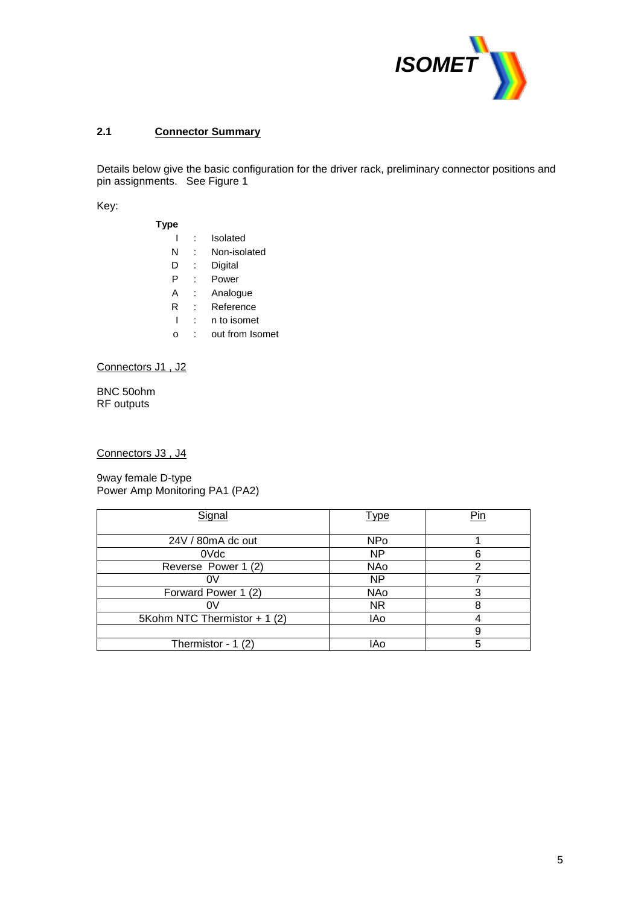## 2.1 Connector Summary

Details below give the basic configuration for the driver rack, preliminary connector positions and pin assignments. See Figure 1

Key:

**Type**

| | | |
|---|---|---|
| I | : | Isolated |
| N | : | Non-isolated |
| D | : | Digital |
| P | : | Power |
| A | : | Analogue |
| R | : | Reference |
| I | : | n to isomet |
| o | : | out from Isomet |

Connectors J1 , J2

BNC 50ohm
RF outputs

Connectors J3 , J4

9way female D-type
Power Amp Monitoring PA1 (PA2)

| Signal | Type | Pin |
|---|---|---|
| 24V / 80mA dc out | NPo | 1 |
| 0Vdc | NP | 6 |
| Reverse Power 1 (2) | NAo | 2 |
| 0V | NP | 7 |
| Forward Power 1 (2) | NAo | 3 |
| 0V | NR | 8 |
| 5Kohm NTC Thermistor + 1 (2) | IAo | 4 |
| | | 9 |
| Thermistor - 1 (2) | IAo | 5 |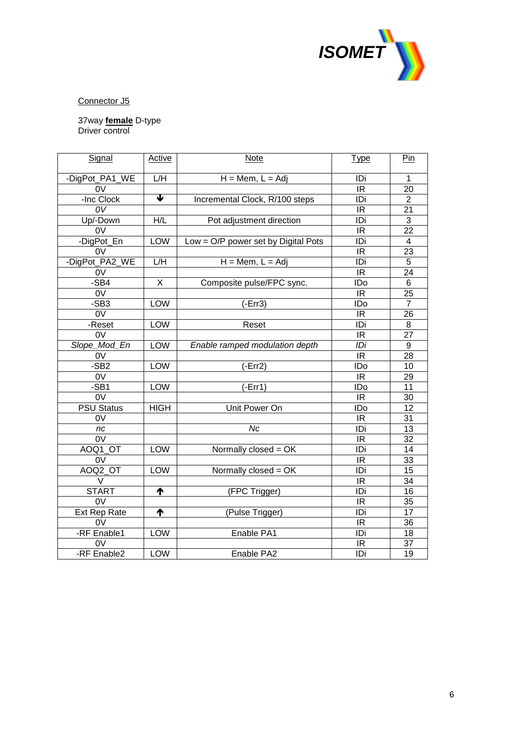Connector J5

37way **female** D-type
Driver control

| Signal | Active | Note | Type | Pin |
|---|---|---|---|---|
| -DigPot_PA1_WE | L/H | H = Mem, L = Adj | IDi | 1 |
| 0V | | | IR | 20 |
| -Inc Clock | ↓ | Incremental Clock, R/100 steps | IDi | 2 |
| *0V* | | | IR | 21 |
| Up/-Down | H/L | Pot adjustment direction | IDi | 3 |
| 0V | | | IR | 22 |
| -DigPot_En | LOW | Low = O/P power set by Digital Pots | IDi | 4 |
| 0V | | | IR | 23 |
| -DigPot_PA2_WE | L/H | H = Mem, L = Adj | IDi | 5 |
| 0V | | | IR | 24 |
| -SB4 | X | Composite pulse/FPC sync. | IDo | 6 |
| 0V | | | IR | 25 |
| -SB3 | LOW | (-Err3) | IDo | 7 |
| 0V | | | IR | 26 |
| -Reset | LOW | Reset | IDi | 8 |
| 0V | | | IR | 27 |
| *Slope_Mod_En* | LOW | *Enable ramped modulation depth* | *IDi* | 9 |
| 0V | | | IR | 28 |
| -SB2 | LOW | (-Err2) | IDo | 10 |
| 0V | | | IR | 29 |
| -SB1 | LOW | (-Err1) | IDo | 11 |
| 0V | | | IR | 30 |
| PSU Status | HIGH | Unit Power On | IDo | 12 |
| 0V | | | IR | 31 |
| *nc* | | *Nc* | IDi | 13 |
| 0V | | | IR | 32 |
| AOQ1_OT | LOW | Normally closed = OK | IDi | 14 |
| 0V | | | IR | 33 |
| AOQ2_OT | LOW | Normally closed = OK | IDi | 15 |
| V | | | IR | 34 |
| START | ↑ | (FPC Trigger) | IDi | 16 |
| 0V | | | IR | 35 |
| Ext Rep Rate | ↑ | (Pulse Trigger) | IDi | 17 |
| 0V | | | IR | 36 |
| -RF Enable1 | LOW | Enable PA1 | IDi | 18 |
| 0V | | | IR | 37 |
| -RF Enable2 | LOW | Enable PA2 | IDi | 19 |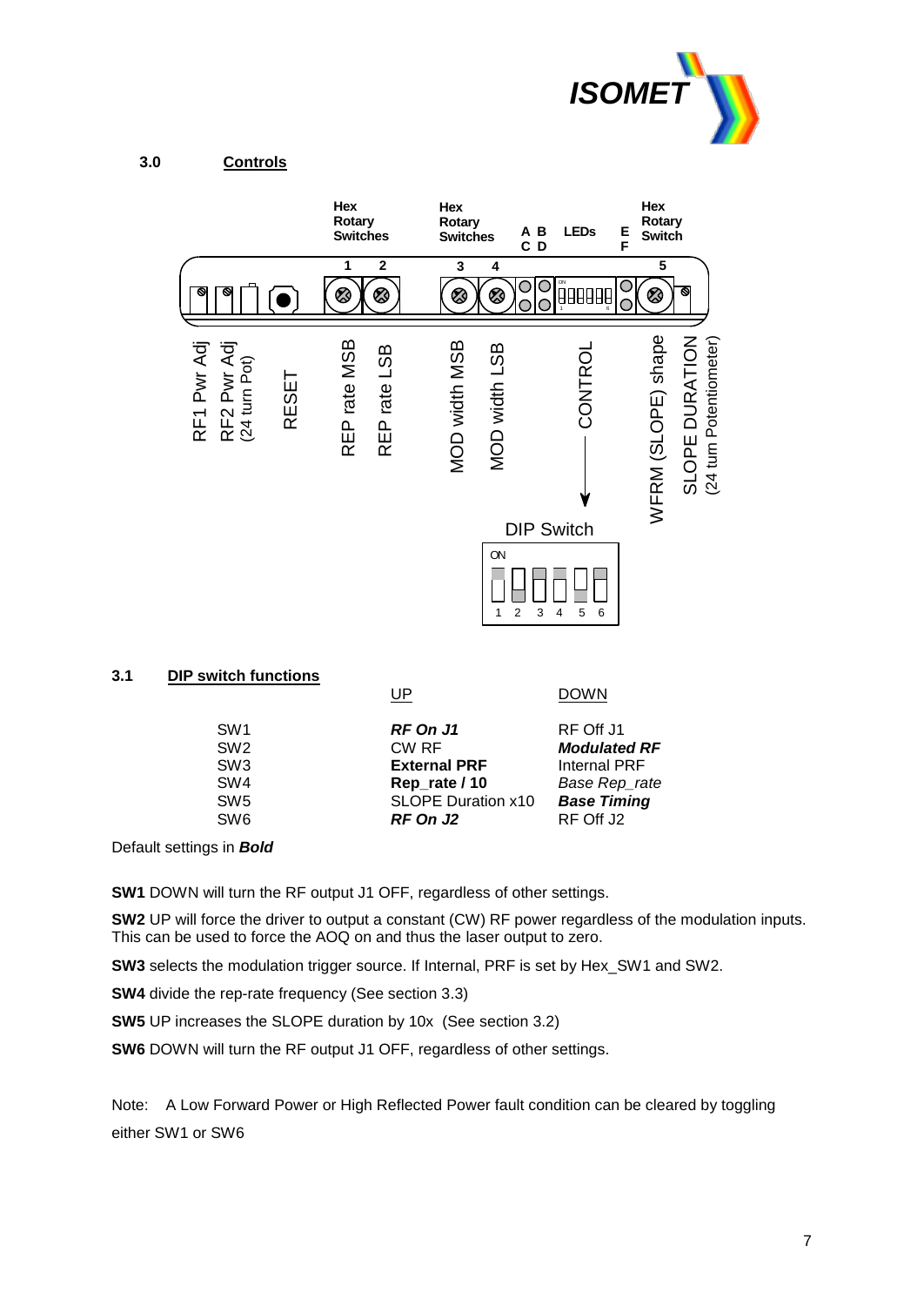## 3.0 Controls

Hex Rotary Switches 1 2 — Hex Rotary Switches 3 4 — A B C D — LEDs — E F — Hex Rotary Switch 5

RF1 Pwr Adj, RF2 Pwr Adj (24 turn Pot), RESET, REP rate MSB, REP rate LSB, MOD width MSB, MOD width LSB, CONTROL, WFRM (SLOPE) shape, SLOPE DURATION (24 turn Potentiometer)

DIP Switch

ON

1 2 3 4 5 6

## 3.1 DIP switch functions

| | UP | DOWN |
|---|---|---|
| SW1 | ***RF On J1*** | RF Off J1 |
| SW2 | CW RF | ***Modulated RF*** |
| SW3 | **External PRF** | Internal PRF |
| SW4 | **Rep_rate / 10** | *Base Rep_rate* |
| SW5 | SLOPE Duration x10 | ***Base Timing*** |
| SW6 | ***RF On J2*** | RF Off J2 |

Default settings in ***Bold***

**SW1** DOWN will turn the RF output J1 OFF, regardless of other settings.

**SW2** UP will force the driver to output a constant (CW) RF power regardless of the modulation inputs. This can be used to force the AOQ on and thus the laser output to zero.

**SW3** selects the modulation trigger source. If Internal, PRF is set by Hex_SW1 and SW2.

**SW4** divide the rep-rate frequency (See section 3.3)

**SW5** UP increases the SLOPE duration by 10x (See section 3.2)

**SW6** DOWN will turn the RF output J1 OFF, regardless of other settings.

Note: A Low Forward Power or High Reflected Power fault condition can be cleared by toggling either SW1 or SW6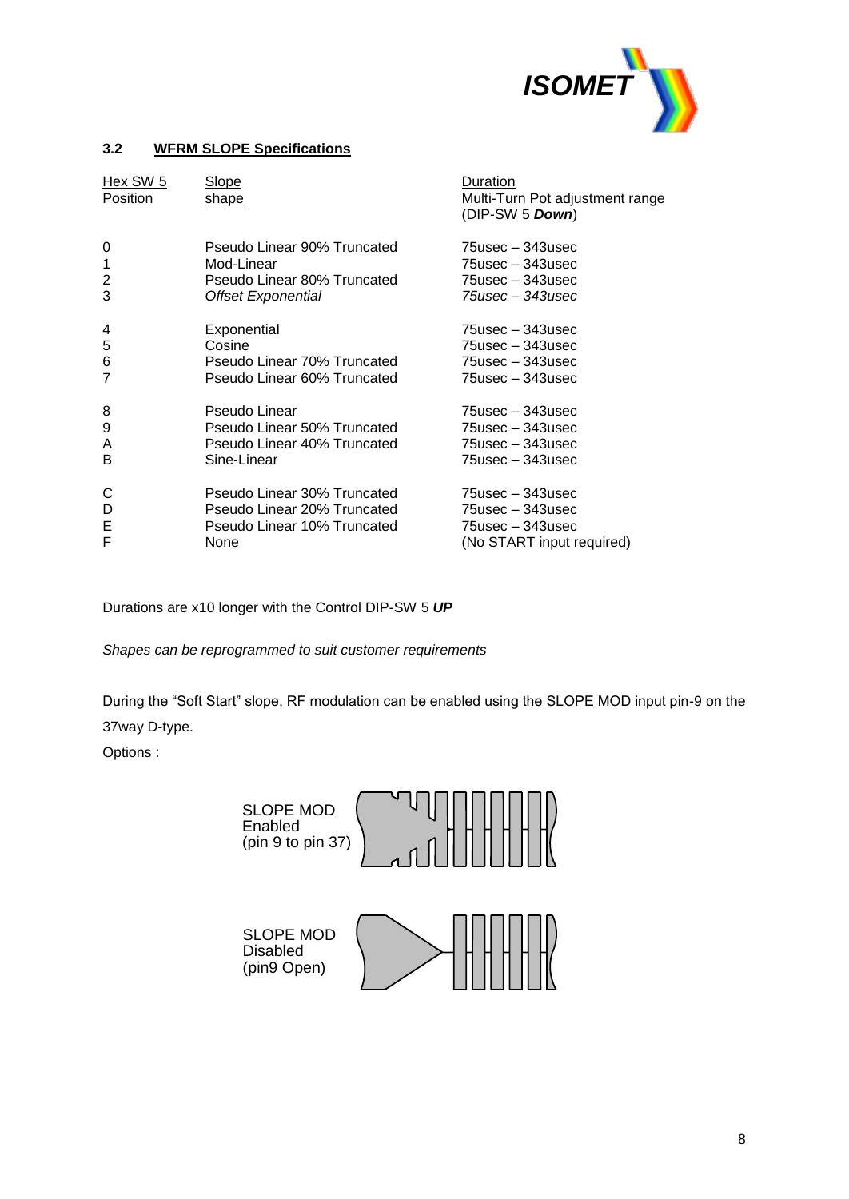### 3.2 WFRM SLOPE Specifications

| Hex SW 5 Position | Slope shape | Duration Multi-Turn Pot adjustment range (DIP-SW 5 ***Down***) |
|---|---|---|
| 0 | Pseudo Linear 90% Truncated | 75usec – 343usec |
| 1 | Mod-Linear | 75usec – 343usec |
| 2 | Pseudo Linear 80% Truncated | 75usec – 343usec |
| 3 | *Offset Exponential* | *75usec – 343usec* |
| 4 | Exponential | 75usec – 343usec |
| 5 | Cosine | 75usec – 343usec |
| 6 | Pseudo Linear 70% Truncated | 75usec – 343usec |
| 7 | Pseudo Linear 60% Truncated | 75usec – 343usec |
| 8 | Pseudo Linear | 75usec – 343usec |
| 9 | Pseudo Linear 50% Truncated | 75usec – 343usec |
| A | Pseudo Linear 40% Truncated | 75usec – 343usec |
| B | Sine-Linear | 75usec – 343usec |
| C | Pseudo Linear 30% Truncated | 75usec – 343usec |
| D | Pseudo Linear 20% Truncated | 75usec – 343usec |
| E | Pseudo Linear 10% Truncated | 75usec – 343usec |
| F | None | (No START input required) |

Durations are x10 longer with the Control DIP-SW 5 ***UP***

*Shapes can be reprogrammed to suit customer requirements*

During the "Soft Start" slope, RF modulation can be enabled using the SLOPE MOD input pin-9 on the 37way D-type.

Options :

SLOPE MOD Enabled (pin 9 to pin 37)

SLOPE MOD Disabled (pin9 Open)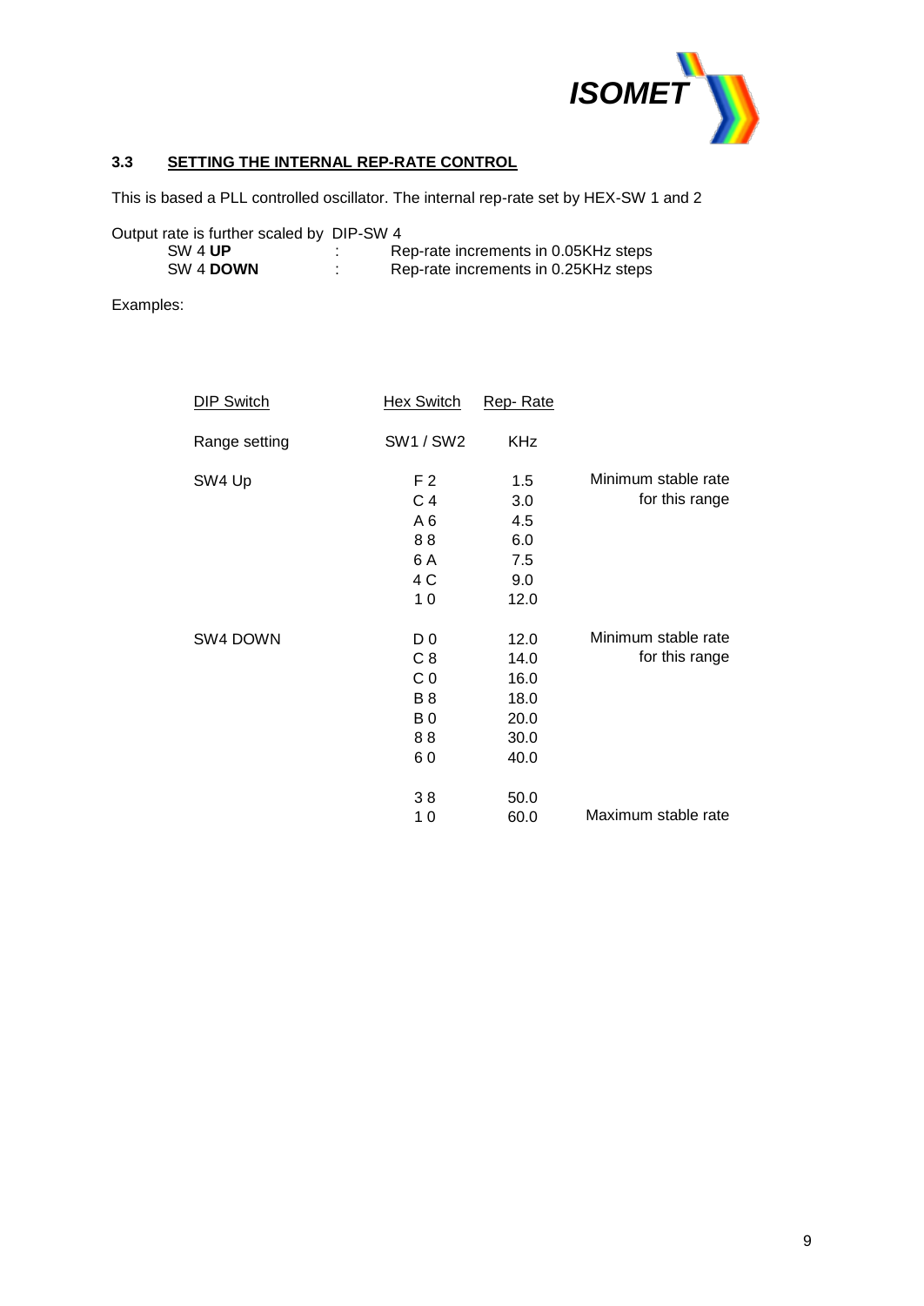### 3.3 SETTING THE INTERNAL REP-RATE CONTROL

This is based a PLL controlled oscillator. The internal rep-rate set by HEX-SW 1 and 2

Output rate is further scaled by DIP-SW 4

| | | |
|---|---|---|
| SW 4 **UP** | : | Rep-rate increments in 0.05KHz steps |
| SW 4 **DOWN** | : | Rep-rate increments in 0.25KHz steps |

Examples:

| DIP Switch | Hex Switch | Rep- Rate | |
|---|---|---|---|
| Range setting | SW1 / SW2 | KHz | |
| SW4 Up | F 2 | 1.5 | Minimum stable rate for this range |
| | C 4 | 3.0 | |
| | A 6 | 4.5 | |
| | 8 8 | 6.0 | |
| | 6 A | 7.5 | |
| | 4 C | 9.0 | |
| | 1 0 | 12.0 | |
| SW4 DOWN | D 0 | 12.0 | Minimum stable rate for this range |
| | C 8 | 14.0 | |
| | C 0 | 16.0 | |
| | B 8 | 18.0 | |
| | B 0 | 20.0 | |
| | 8 8 | 30.0 | |
| | 6 0 | 40.0 | |
| | 3 8 | 50.0 | |
| | 1 0 | 60.0 | Maximum stable rate |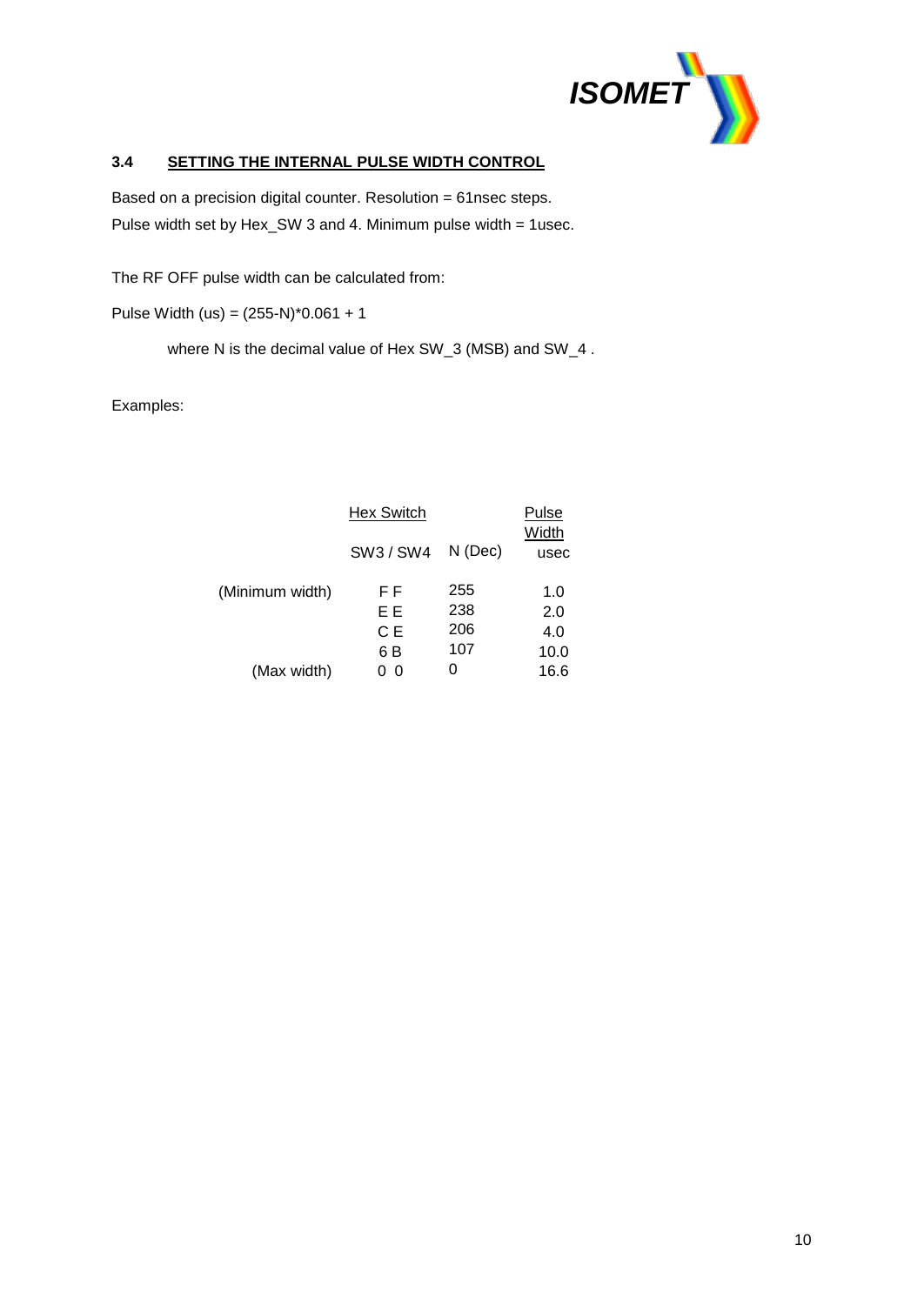### 3.4 SETTING THE INTERNAL PULSE WIDTH CONTROL

Based on a precision digital counter. Resolution = 61nsec steps.
Pulse width set by Hex_SW 3 and 4. Minimum pulse width = 1usec.

The RF OFF pulse width can be calculated from:

Pulse Width (us) = (255-N)*0.061 + 1

where N is the decimal value of Hex SW_3 (MSB) and SW_4 .

Examples:

| | Hex Switch<br>SW3 / SW4 | N (Dec) | Pulse Width<br>usec |
|---|---|---|---|
| (Minimum width) | F F | 255 | 1.0 |
| | E E | 238 | 2.0 |
| | C E | 206 | 4.0 |
| | 6 B | 107 | 10.0 |
| (Max width) | 0 0 | 0 | 16.6 |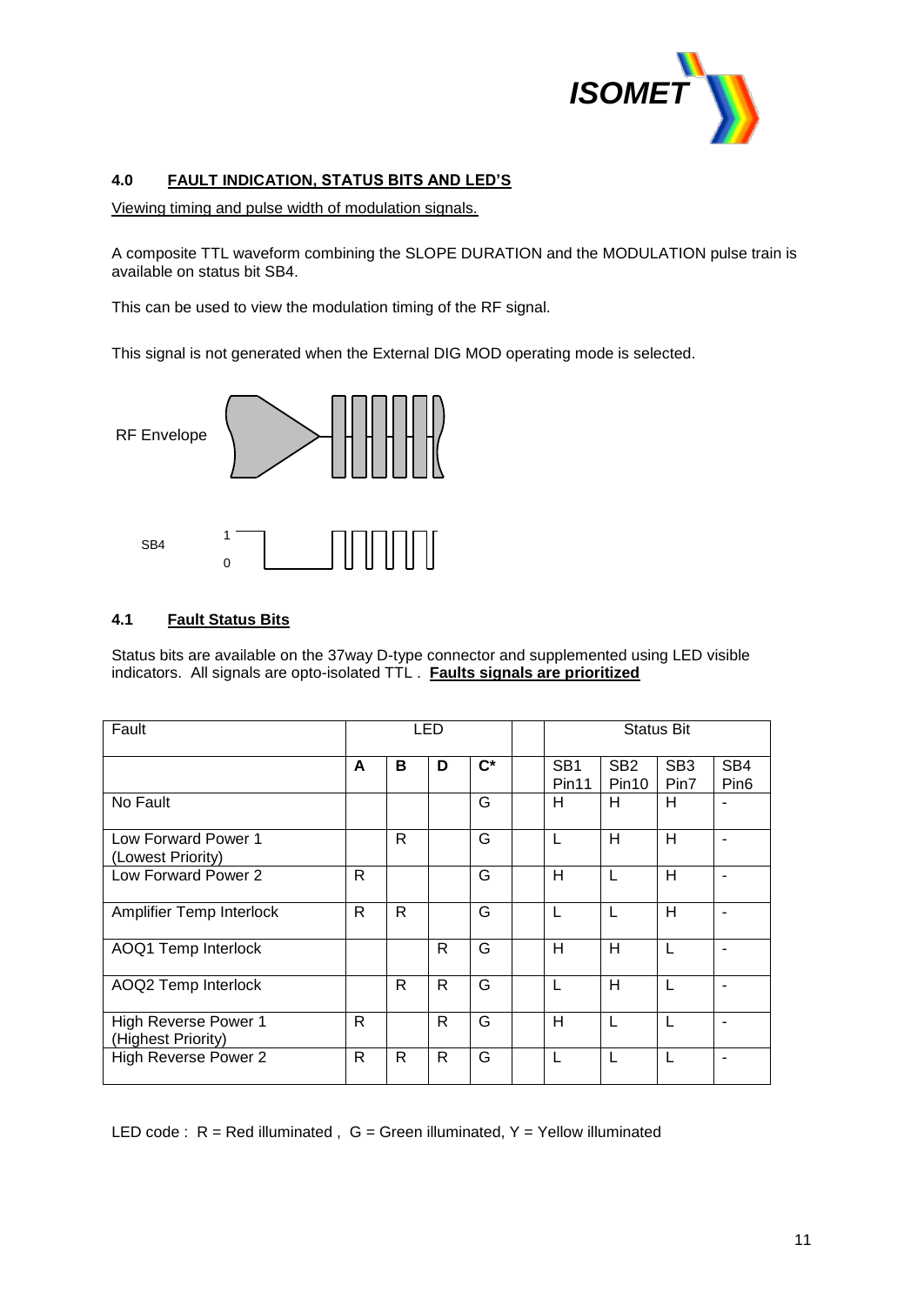## 4.0 FAULT INDICATION, STATUS BITS AND LED'S

Viewing timing and pulse width of modulation signals.

A composite TTL waveform combining the SLOPE DURATION and the MODULATION pulse train is available on status bit SB4.

This can be used to view the modulation timing of the RF signal.

This signal is not generated when the External DIG MOD operating mode is selected.

RF Envelope

SB4

1

0

### 4.1 Fault Status Bits

Status bits are available on the 37way D-type connector and supplemented using LED visible indicators. All signals are opto-isolated TTL . **Faults signals are prioritized**

| Fault | LED | | | | | Status Bit | | | |
|---|---|---|---|---|---|---|---|---|---|
| | **A** | **B** | **D** | **C*** | | SB1 Pin11 | SB2 Pin10 | SB3 Pin7 | SB4 Pin6 |
| No Fault | | | | G | | H | H | H | - |
| Low Forward Power 1 (Lowest Priority) | | R | | G | | L | H | H | - |
| Low Forward Power 2 | R | | | G | | H | L | H | - |
| Amplifier Temp Interlock | R | R | | G | | L | L | H | - |
| AOQ1 Temp Interlock | | | R | G | | H | H | L | - |
| AOQ2 Temp Interlock | | R | R | G | | L | H | L | - |
| High Reverse Power 1 (Highest Priority) | R | | R | G | | H | L | L | - |
| High Reverse Power 2 | R | R | R | G | | L | L | L | - |

LED code : R = Red illuminated , G = Green illuminated, Y = Yellow illuminated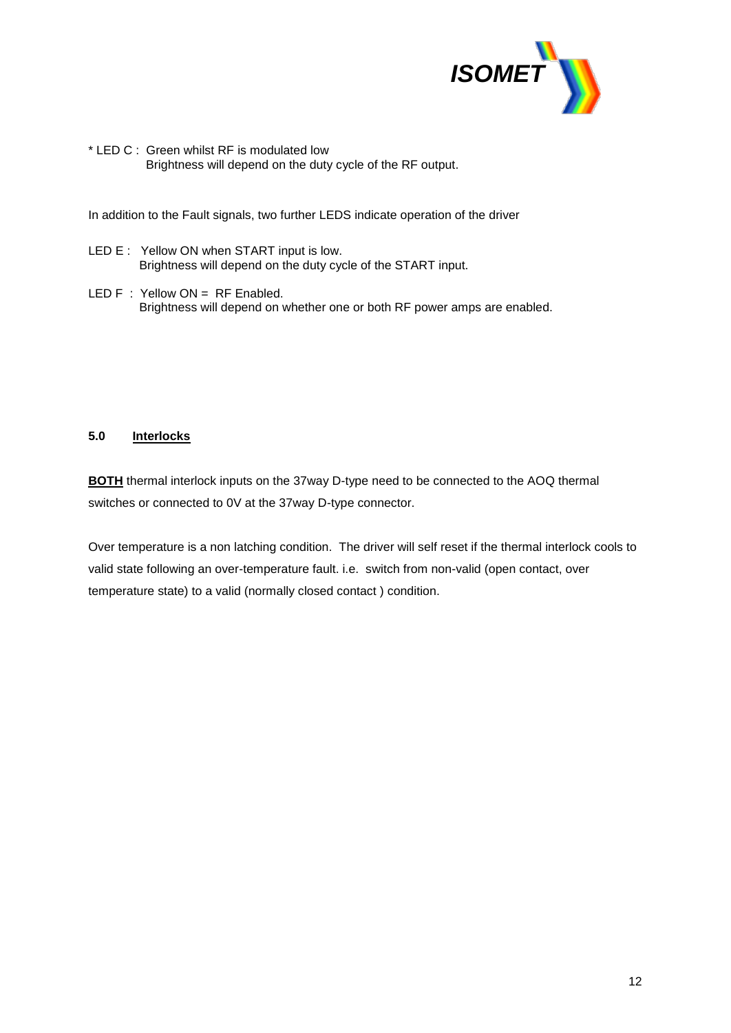\* LED C : Green whilst RF is modulated low
Brightness will depend on the duty cycle of the RF output.

In addition to the Fault signals, two further LEDS indicate operation of the driver

LED E : Yellow ON when START input is low.
Brightness will depend on the duty cycle of the START input.

LED F : Yellow ON = RF Enabled.
Brightness will depend on whether one or both RF power amps are enabled.

## 5.0 Interlocks

**BOTH** thermal interlock inputs on the 37way D-type need to be connected to the AOQ thermal switches or connected to 0V at the 37way D-type connector.

Over temperature is a non latching condition. The driver will self reset if the thermal interlock cools to valid state following an over-temperature fault. i.e. switch from non-valid (open contact, over temperature state) to a valid (normally closed contact ) condition.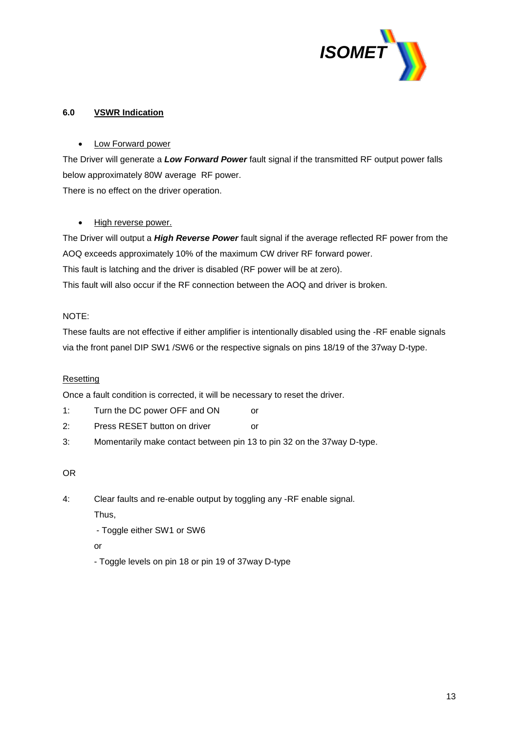## 6.0 VSWR Indication

- Low Forward power

The Driver will generate a ***Low Forward Power*** fault signal if the transmitted RF output power falls below approximately 80W average RF power.
There is no effect on the driver operation.

- High reverse power.

The Driver will output a ***High Reverse Power*** fault signal if the average reflected RF power from the AOQ exceeds approximately 10% of the maximum CW driver RF forward power.
This fault is latching and the driver is disabled (RF power will be at zero).
This fault will also occur if the RF connection between the AOQ and driver is broken.

NOTE:
These faults are not effective if either amplifier is intentionally disabled using the -RF enable signals via the front panel DIP SW1 /SW6 or the respective signals on pins 18/19 of the 37way D-type.

Resetting

Once a fault condition is corrected, it will be necessary to reset the driver.

1: Turn the DC power OFF and ON or
2: Press RESET button on driver or
3: Momentarily make contact between pin 13 to pin 32 on the 37way D-type.

OR

4: Clear faults and re-enable output by toggling any -RF enable signal.
Thus,
 - Toggle either SW1 or SW6
 or
 - Toggle levels on pin 18 or pin 19 of 37way D-type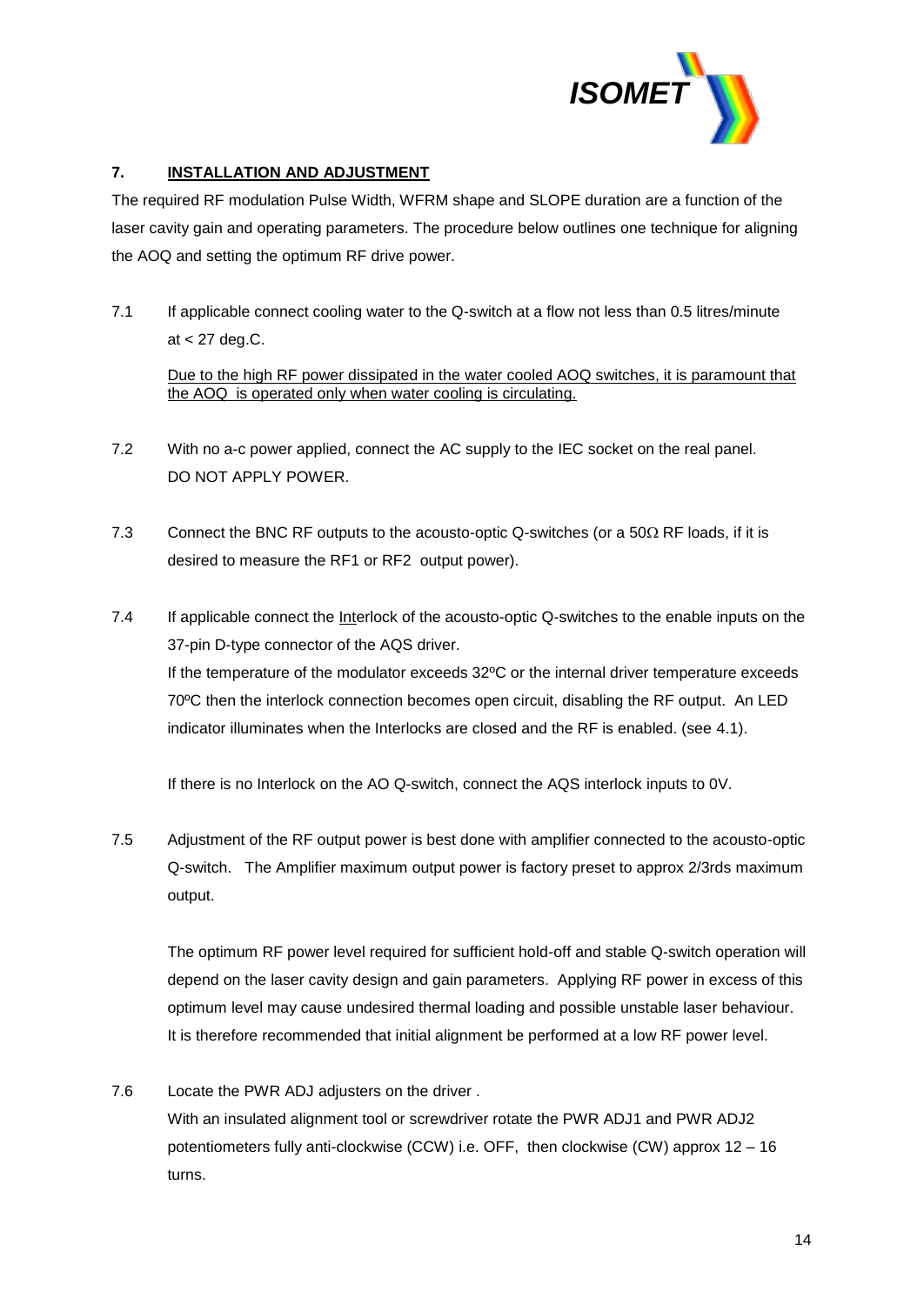## 7. INSTALLATION AND ADJUSTMENT

The required RF modulation Pulse Width, WFRM shape and SLOPE duration are a function of the laser cavity gain and operating parameters. The procedure below outlines one technique for aligning the AOQ and setting the optimum RF drive power.

7.1 If applicable connect cooling water to the Q-switch at a flow not less than 0.5 litres/minute at < 27 deg.C.

<u>Due to the high RF power dissipated in the water cooled AOQ switches, it is paramount that the AOQ is operated only when water cooling is circulating.</u>

7.2 With no a-c power applied, connect the AC supply to the IEC socket on the real panel. DO NOT APPLY POWER.

7.3 Connect the BNC RF outputs to the acousto-optic Q-switches (or a 50Ω RF loads, if it is desired to measure the RF1 or RF2 output power).

7.4 If applicable connect the <u>Int</u>erlock of the acousto-optic Q-switches to the enable inputs on the 37-pin D-type connector of the AQS driver.
If the temperature of the modulator exceeds 32ºC or the internal driver temperature exceeds 70ºC then the interlock connection becomes open circuit, disabling the RF output. An LED indicator illuminates when the Interlocks are closed and the RF is enabled. (see 4.1).

If there is no Interlock on the AO Q-switch, connect the AQS interlock inputs to 0V.

7.5 Adjustment of the RF output power is best done with amplifier connected to the acousto-optic Q-switch. The Amplifier maximum output power is factory preset to approx 2/3rds maximum output.

The optimum RF power level required for sufficient hold-off and stable Q-switch operation will depend on the laser cavity design and gain parameters. Applying RF power in excess of this optimum level may cause undesired thermal loading and possible unstable laser behaviour. It is therefore recommended that initial alignment be performed at a low RF power level.

7.6 Locate the PWR ADJ adjusters on the driver .
With an insulated alignment tool or screwdriver rotate the PWR ADJ1 and PWR ADJ2 potentiometers fully anti-clockwise (CCW) i.e. OFF, then clockwise (CW) approx 12 – 16 turns.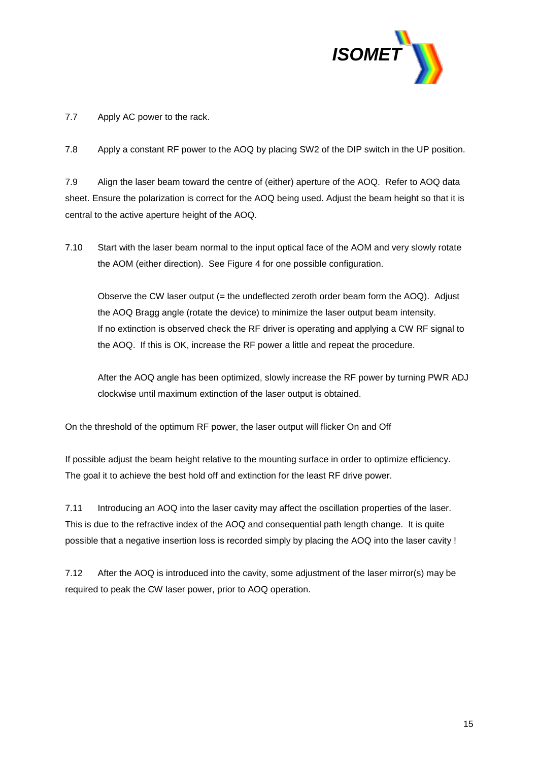7.7 Apply AC power to the rack.

7.8 Apply a constant RF power to the AOQ by placing SW2 of the DIP switch in the UP position.

7.9 Align the laser beam toward the centre of (either) aperture of the AOQ. Refer to AOQ data sheet. Ensure the polarization is correct for the AOQ being used. Adjust the beam height so that it is central to the active aperture height of the AOQ.

7.10 Start with the laser beam normal to the input optical face of the AOM and very slowly rotate the AOM (either direction). See Figure 4 for one possible configuration.

Observe the CW laser output (= the undeflected zeroth order beam form the AOQ). Adjust the AOQ Bragg angle (rotate the device) to minimize the laser output beam intensity. If no extinction is observed check the RF driver is operating and applying a CW RF signal to the AOQ. If this is OK, increase the RF power a little and repeat the procedure.

After the AOQ angle has been optimized, slowly increase the RF power by turning PWR ADJ clockwise until maximum extinction of the laser output is obtained.

On the threshold of the optimum RF power, the laser output will flicker On and Off

If possible adjust the beam height relative to the mounting surface in order to optimize efficiency. The goal it to achieve the best hold off and extinction for the least RF drive power.

7.11 Introducing an AOQ into the laser cavity may affect the oscillation properties of the laser. This is due to the refractive index of the AOQ and consequential path length change. It is quite possible that a negative insertion loss is recorded simply by placing the AOQ into the laser cavity !

7.12 After the AOQ is introduced into the cavity, some adjustment of the laser mirror(s) may be required to peak the CW laser power, prior to AOQ operation.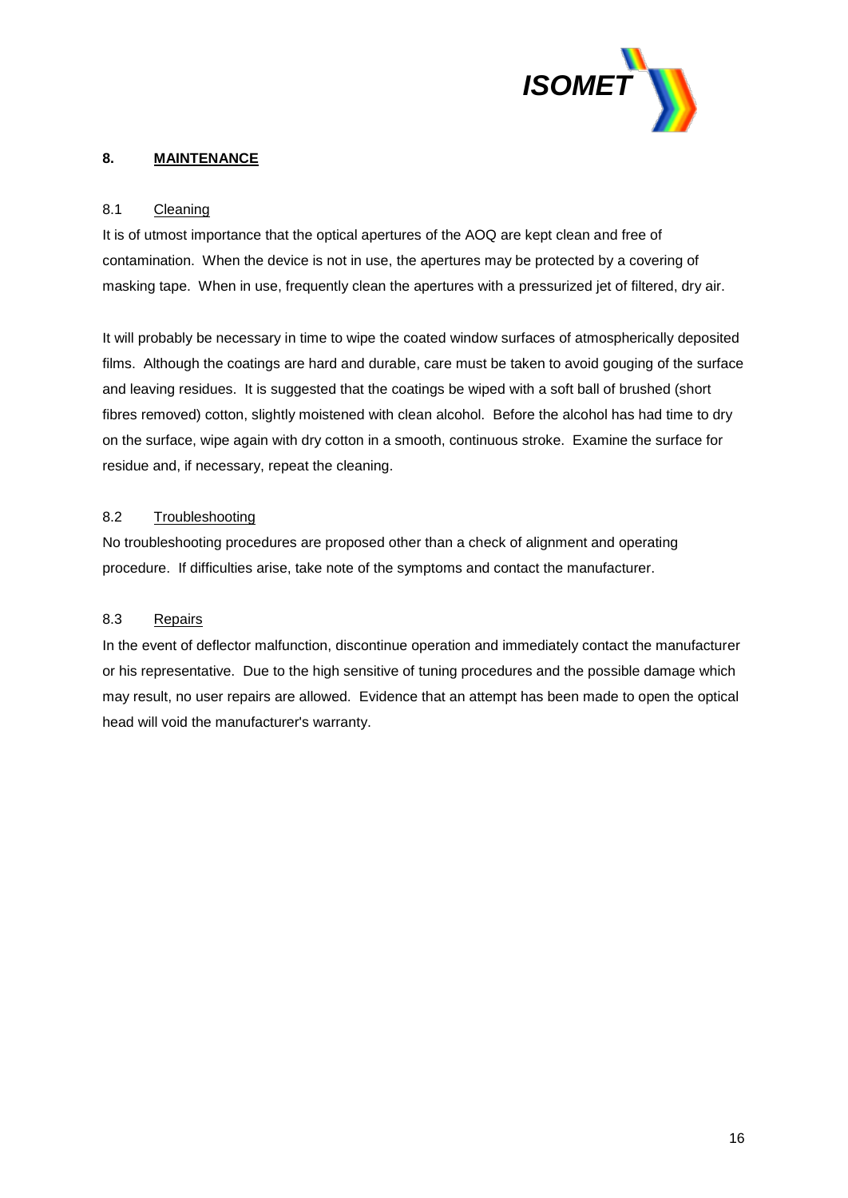## 8. MAINTENANCE

### 8.1 Cleaning

It is of utmost importance that the optical apertures of the AOQ are kept clean and free of contamination. When the device is not in use, the apertures may be protected by a covering of masking tape. When in use, frequently clean the apertures with a pressurized jet of filtered, dry air.

It will probably be necessary in time to wipe the coated window surfaces of atmospherically deposited films. Although the coatings are hard and durable, care must be taken to avoid gouging of the surface and leaving residues. It is suggested that the coatings be wiped with a soft ball of brushed (short fibres removed) cotton, slightly moistened with clean alcohol. Before the alcohol has had time to dry on the surface, wipe again with dry cotton in a smooth, continuous stroke. Examine the surface for residue and, if necessary, repeat the cleaning.

### 8.2 Troubleshooting

No troubleshooting procedures are proposed other than a check of alignment and operating procedure. If difficulties arise, take note of the symptoms and contact the manufacturer.

### 8.3 Repairs

In the event of deflector malfunction, discontinue operation and immediately contact the manufacturer or his representative. Due to the high sensitive of tuning procedures and the possible damage which may result, no user repairs are allowed. Evidence that an attempt has been made to open the optical head will void the manufacturer's warranty.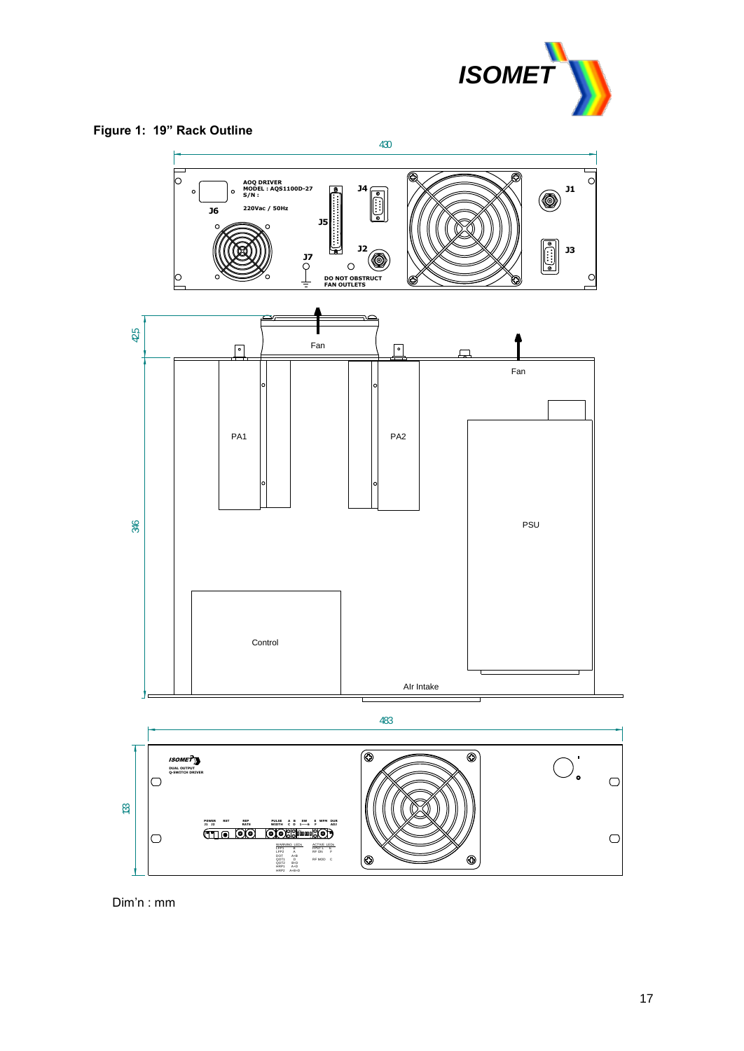**Figure 1: 19" Rack Outline**

430

AOQ DRIVER
MODEL : AQS1100D-27
S/N :

220Vac / 50Hz

J6 J5 J4 J1 J3 J2 J7

DO NOT OBSTRUCT
FAN OUTLETS

42.5

346

Fan

Fan

PA1

PA2

PSU

Control

Air Intake

483

133

ISOMET

DUAL OUTPUT
Q-SWITCH DRIVER

Dim'n : mm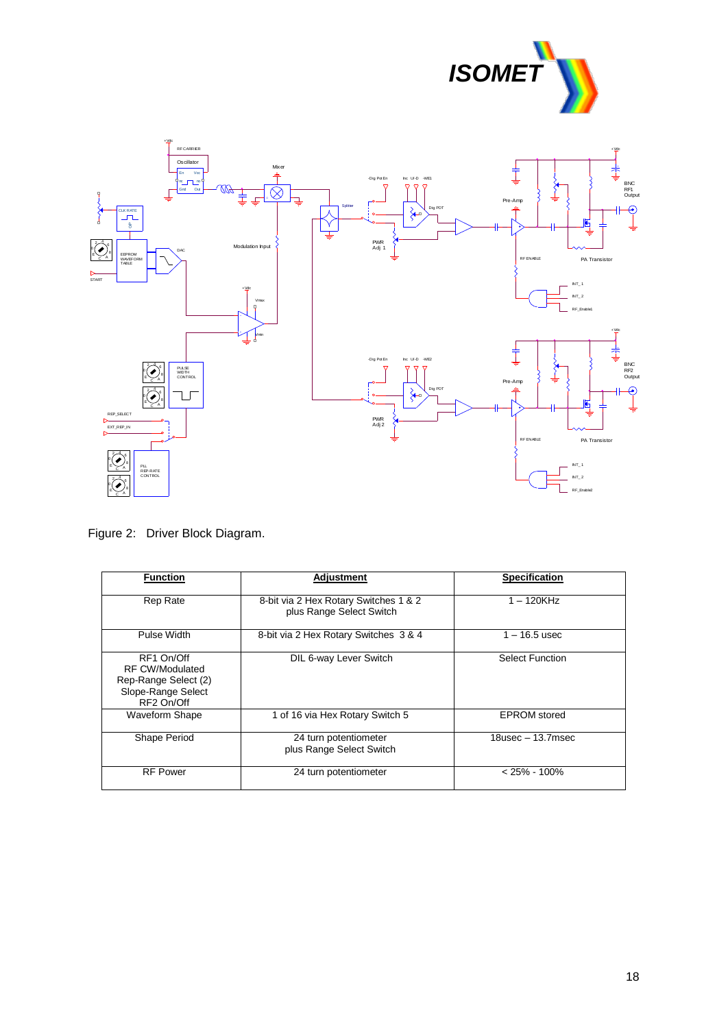Figure 2: Driver Block Diagram.

| Function | Adjustment | Specification |
|---|---|---|
| Rep Rate | 8-bit via 2 Hex Rotary Switches 1 & 2 plus Range Select Switch | 1 – 120KHz |
| Pulse Width | 8-bit via 2 Hex Rotary Switches 3 & 4 | 1 – 16.5 usec |
| RF1 On/Off<br>RF CW/Modulated<br>Rep-Range Select (2)<br>Slope-Range Select<br>RF2 On/Off | DIL 6-way Lever Switch | Select Function |
| Waveform Shape | 1 of 16 via Hex Rotary Switch 5 | EPROM stored |
| Shape Period | 24 turn potentiometer plus Range Select Switch | 18usec – 13.7msec |
| RF Power | 24 turn potentiometer | < 25% - 100% |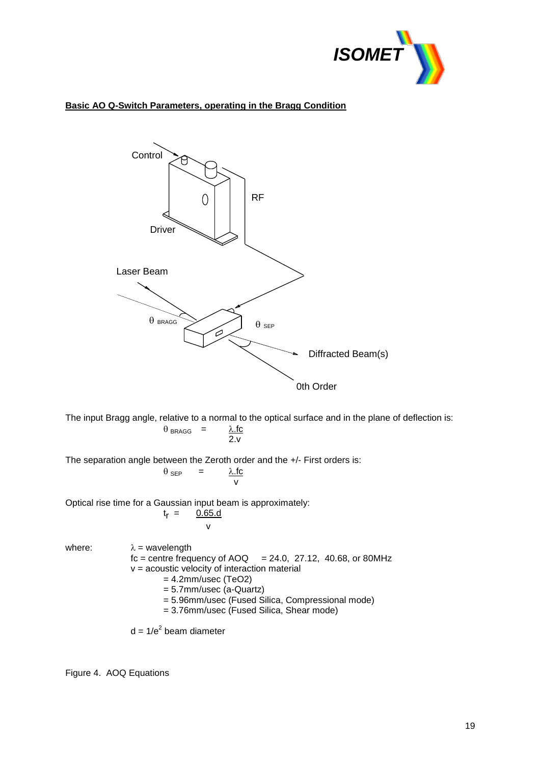**Basic AO Q-Switch Parameters, operating in the Bragg Condition**

Control

RF

Driver

Laser Beam

$\theta_{BRAGG}$

$\theta_{SEP}$

Diffracted Beam(s)

0th Order

The input Bragg angle, relative to a normal to the optical surface and in the plane of deflection is:

$$\theta_{BRAGG} = \frac{\lambda . fc}{2.v}$$

The separation angle between the Zeroth order and the +/- First orders is:

$$\theta_{SEP} = \frac{\lambda . fc}{v}$$

Optical rise time for a Gaussian input beam is approximately:

$$t_r = \frac{0.65.d}{v}$$

where: $\lambda$ = wavelength

fc = centre frequency of AOQ = 24.0, 27.12, 40.68, or 80MHz

v = acoustic velocity of interaction material

= 4.2mm/usec (TeO2)

= 5.7mm/usec (a-Quartz)

= 5.96mm/usec (Fused Silica, Compressional mode)

= 3.76mm/usec (Fused Silica, Shear mode)

d = $1/e^2$ beam diameter

Figure 4. AOQ Equations